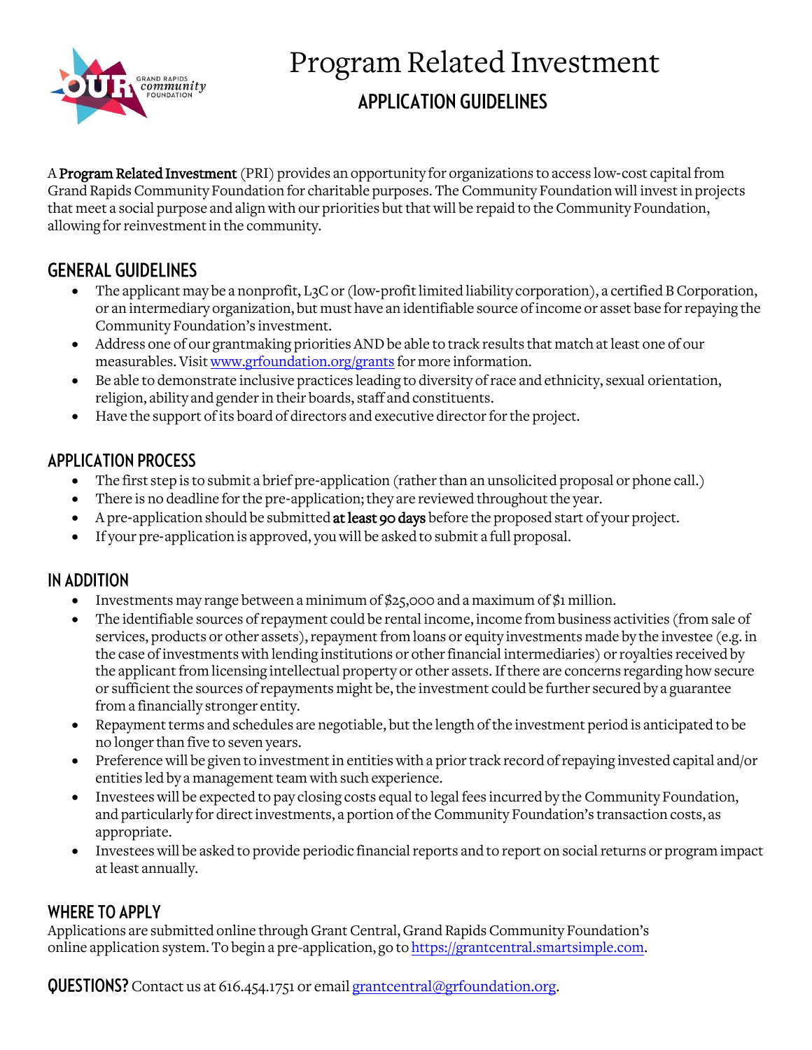# Program Related Investment

## APPLICATION GUIDELINES

A **Program Related Investment** (PRI) provides an opportunity for organizations to access low-cost capital from Grand Rapids Community Foundation for charitable purposes. The Community Foundation will invest in projects that meet a social purpose and align with our priorities but that will be repaid to the Community Foundation, allowing for reinvestment in the community.

## GENERAL GUIDELINES

- The applicant may be a nonprofit, L3C or (low-profit limited liability corporation), a certified B Corporation, or an intermediary organization, but must have an identifiable source of income or asset base for repaying the Community Foundation's investment.
- Address one of our grantmaking priorities AND be able to track results that match at least one of our measurables. Visit www.grfoundation.org/grants for more information.
- Be able to demonstrate inclusive practices leading to diversity of race and ethnicity, sexual orientation, religion, ability and gender in their boards, staff and constituents.
- Have the support of its board of directors and executive director for the project.

## APPLICATION PROCESS

- The first step is to submit a brief pre-application (rather than an unsolicited proposal or phone call.)
- There is no deadline for the pre-application; they are reviewed throughout the year.
- A pre-application should be submitted **at least 90 days** before the proposed start of your project.
- If your pre-application is approved, you will be asked to submit a full proposal.

## IN ADDITION

- Investments may range between a minimum of $25,000 and a maximum of $1 million.
- The identifiable sources of repayment could be rental income, income from business activities (from sale of services, products or other assets), repayment from loans or equity investments made by the investee (e.g. in the case of investments with lending institutions or other financial intermediaries) or royalties received by the applicant from licensing intellectual property or other assets. If there are concerns regarding how secure or sufficient the sources of repayments might be, the investment could be further secured by a guarantee from a financially stronger entity.
- Repayment terms and schedules are negotiable, but the length of the investment period is anticipated to be no longer than five to seven years.
- Preference will be given to investment in entities with a prior track record of repaying invested capital and/or entities led by a management team with such experience.
- Investees will be expected to pay closing costs equal to legal fees incurred by the Community Foundation, and particularly for direct investments, a portion of the Community Foundation's transaction costs, as appropriate.
- Investees will be asked to provide periodic financial reports and to report on social returns or program impact at least annually.

## WHERE TO APPLY

Applications are submitted online through Grant Central, Grand Rapids Community Foundation's online application system. To begin a pre-application, go to https://grantcentral.smartsimple.com.

**QUESTIONS?** Contact us at 616.454.1751 or email grantcentral@grfoundation.org.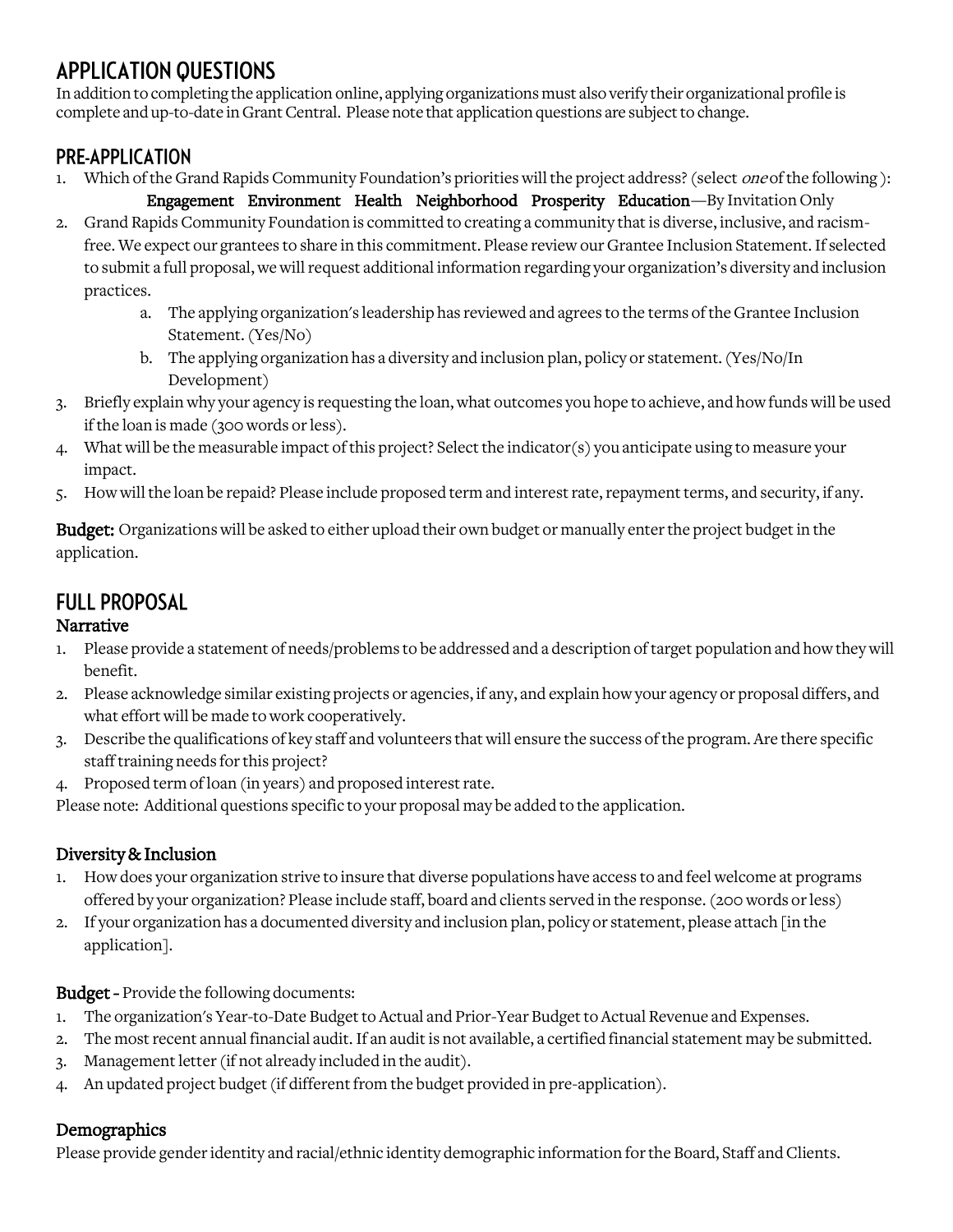# APPLICATION QUESTIONS

In addition to completing the application online, applying organizations must also verify their organizational profile is complete and up-to-date in Grant Central. Please note that application questions are subject to change.

## PRE-APPLICATION

1. Which of the Grand Rapids Community Foundation's priorities will the project address? (select *one* of the following ):
   **Engagement Environment Health Neighborhood Prosperity Education**—By Invitation Only
2. Grand Rapids Community Foundation is committed to creating a community that is diverse, inclusive, and racism-free. We expect our grantees to share in this commitment. Please review our Grantee Inclusion Statement. If selected to submit a full proposal, we will request additional information regarding your organization's diversity and inclusion practices.
   a. The applying organization's leadership has reviewed and agrees to the terms of the Grantee Inclusion Statement. (Yes/No)
   b. The applying organization has a diversity and inclusion plan, policy or statement. (Yes/No/In Development)
3. Briefly explain why your agency is requesting the loan, what outcomes you hope to achieve, and how funds will be used if the loan is made (300 words or less).
4. What will be the measurable impact of this project? Select the indicator(s) you anticipate using to measure your impact.
5. How will the loan be repaid? Please include proposed term and interest rate, repayment terms, and security, if any.

**Budget:** Organizations will be asked to either upload their own budget or manually enter the project budget in the application.

## FULL PROPOSAL

### Narrative

1. Please provide a statement of needs/problems to be addressed and a description of target population and how they will benefit.
2. Please acknowledge similar existing projects or agencies, if any, and explain how your agency or proposal differs, and what effort will be made to work cooperatively.
3. Describe the qualifications of key staff and volunteers that will ensure the success of the program. Are there specific staff training needs for this project?
4. Proposed term of loan (in years) and proposed interest rate.

Please note: Additional questions specific to your proposal may be added to the application.

### Diversity & Inclusion

1. How does your organization strive to insure that diverse populations have access to and feel welcome at programs offered by your organization? Please include staff, board and clients served in the response. (200 words or less)
2. If your organization has a documented diversity and inclusion plan, policy or statement, please attach [in the application].

### Budget

**Budget -** Provide the following documents:

1. The organization's Year-to-Date Budget to Actual and Prior-Year Budget to Actual Revenue and Expenses.
2. The most recent annual financial audit. If an audit is not available, a certified financial statement may be submitted.
3. Management letter (if not already included in the audit).
4. An updated project budget (if different from the budget provided in pre-application).

### Demographics

Please provide gender identity and racial/ethnic identity demographic information for the Board, Staff and Clients.